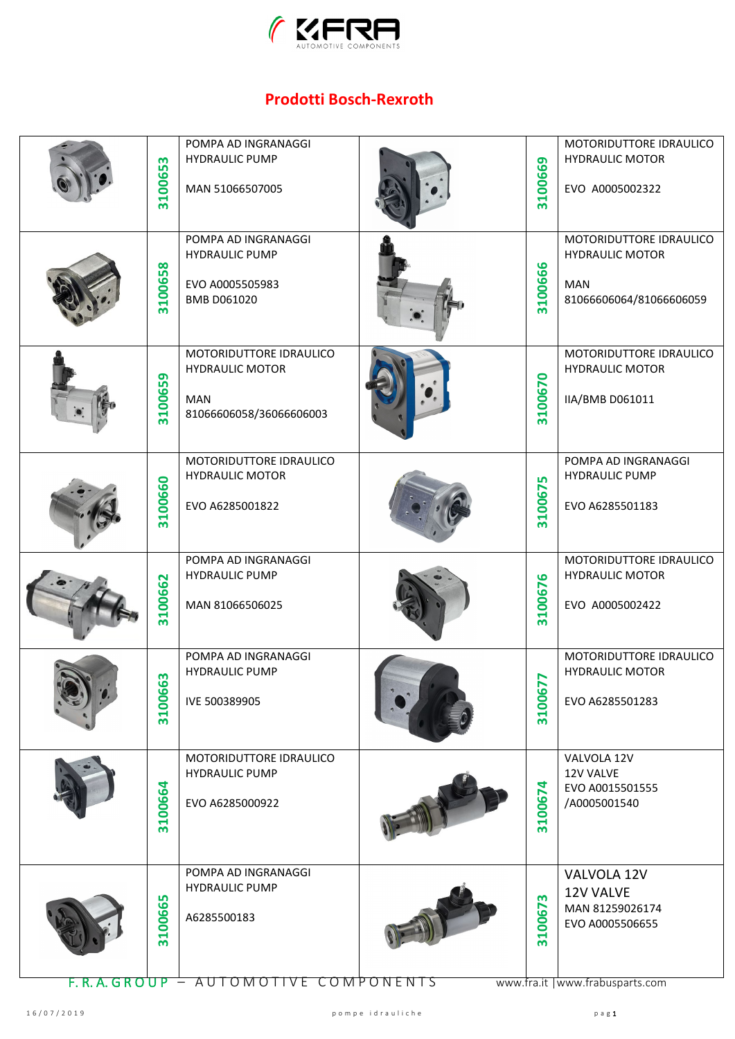# Prodotti Bosch-Rexroth

| | Code | Description | | Code | Description |
|---|---|---|---|---|---|
| | 3100653 | POMPA AD INGRANAGGI<br>HYDRAULIC PUMP<br><br>MAN 51066507005 | | 3100669 | MOTORIDUTTORE IDRAULICO<br>HYDRAULIC MOTOR<br><br>EVO A0005002322 |
| | 3100658 | POMPA AD INGRANAGGI<br>HYDRAULIC PUMP<br><br>EVO A0005505983<br>BMB D061020 | | 3100666 | MOTORIDUTTORE IDRAULICO<br>HYDRAULIC MOTOR<br><br>MAN<br>81066606064/81066606059 |
| | 3100659 | MOTORIDUTTORE IDRAULICO<br>HYDRAULIC MOTOR<br><br>MAN<br>81066606058/36066606003 | | 3100670 | MOTORIDUTTORE IDRAULICO<br>HYDRAULIC MOTOR<br><br>IIA/BMB D061011 |
| | 3100660 | MOTORIDUTTORE IDRAULICO<br>HYDRAULIC MOTOR<br><br>EVO A6285001822 | | 3100675 | POMPA AD INGRANAGGI<br>HYDRAULIC PUMP<br><br>EVO A6285501183 |
| | 3100662 | POMPA AD INGRANAGGI<br>HYDRAULIC PUMP<br><br>MAN 81066506025 | | 3100676 | MOTORIDUTTORE IDRAULICO<br>HYDRAULIC MOTOR<br><br>EVO A0005002422 |
| | 3100663 | POMPA AD INGRANAGGI<br>HYDRAULIC PUMP<br><br>IVE 500389905 | | 3100677 | MOTORIDUTTORE IDRAULICO<br>HYDRAULIC MOTOR<br><br>EVO A6285501283 |
| | 3100664 | MOTORIDUTTORE IDRAULICO<br>HYDRAULIC PUMP<br><br>EVO A6285000922 | | 3100674 | VALVOLA 12V<br>12V VALVE<br>EVO A0015501555<br>/A0005001540 |
| | 3100665 | POMPA AD INGRANAGGI<br>HYDRAULIC PUMP<br><br>A6285500183 | | 3100673 | VALVOLA 12V<br>12V VALVE<br>MAN 81259026174<br>EVO A0005506655 |

F. R. A. GROUP – AUTOMOTIVE COMPONENTS www.fra.it | www.frabusparts.com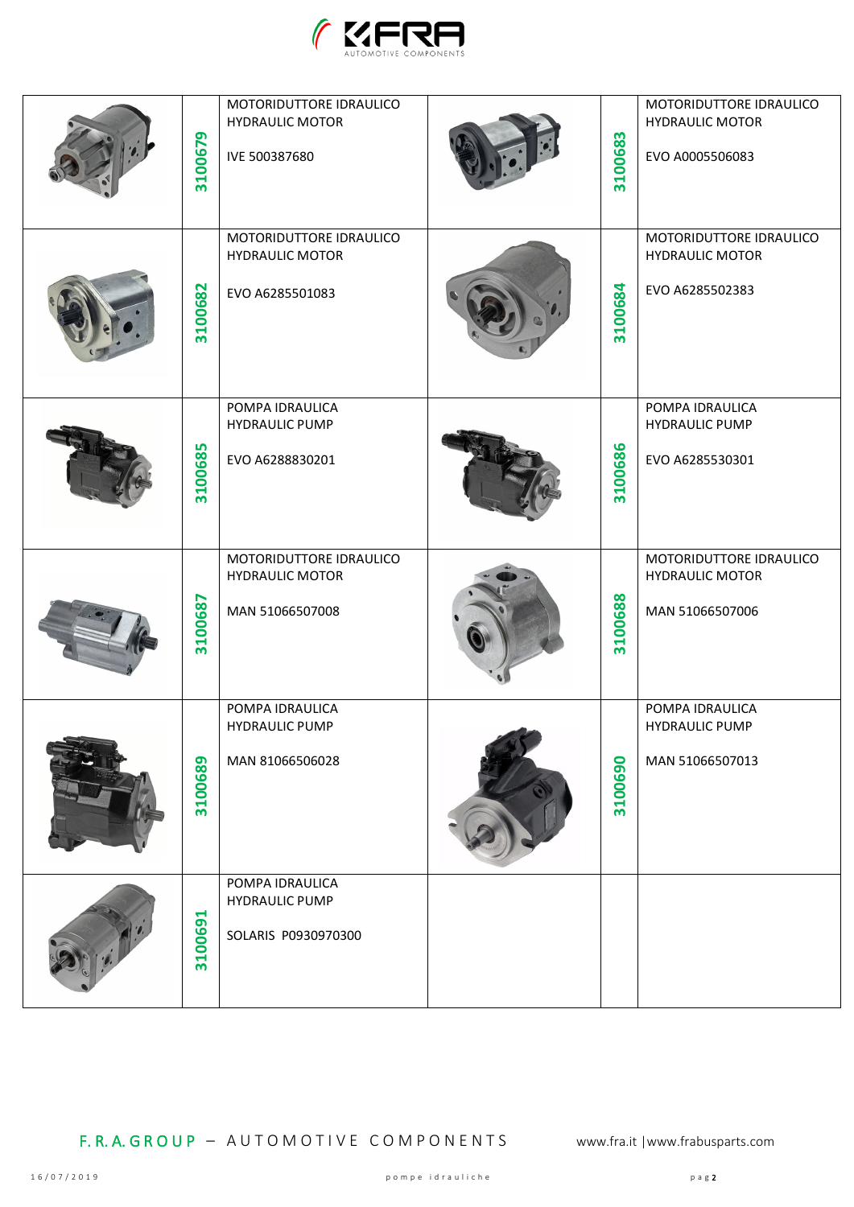| | | | | | |
|---|---|---|---|---|---|
| | 3100679 | MOTORIDUTTORE IDRAULICO<br>HYDRAULIC MOTOR<br><br>IVE 500387680 | | 3100683 | MOTORIDUTTORE IDRAULICO<br>HYDRAULIC MOTOR<br><br>EVO A0005506083 |
| | 3100682 | MOTORIDUTTORE IDRAULICO<br>HYDRAULIC MOTOR<br><br>EVO A6285501083 | | 3100684 | MOTORIDUTTORE IDRAULICO<br>HYDRAULIC MOTOR<br><br>EVO A6285502383 |
| | 3100685 | POMPA IDRAULICA<br>HYDRAULIC PUMP<br><br>EVO A6288830201 | | 3100686 | POMPA IDRAULICA<br>HYDRAULIC PUMP<br><br>EVO A6285530301 |
| | 3100687 | MOTORIDUTTORE IDRAULICO<br>HYDRAULIC MOTOR<br><br>MAN 51066507008 | | 3100688 | MOTORIDUTTORE IDRAULICO<br>HYDRAULIC MOTOR<br><br>MAN 51066507006 |
| | 3100689 | POMPA IDRAULICA<br>HYDRAULIC PUMP<br><br>MAN 81066506028 | | 3100690 | POMPA IDRAULICA<br>HYDRAULIC PUMP<br><br>MAN 51066507013 |
| | 3100691 | POMPA IDRAULICA<br>HYDRAULIC PUMP<br><br>SOLARIS P0930970300 | | | |